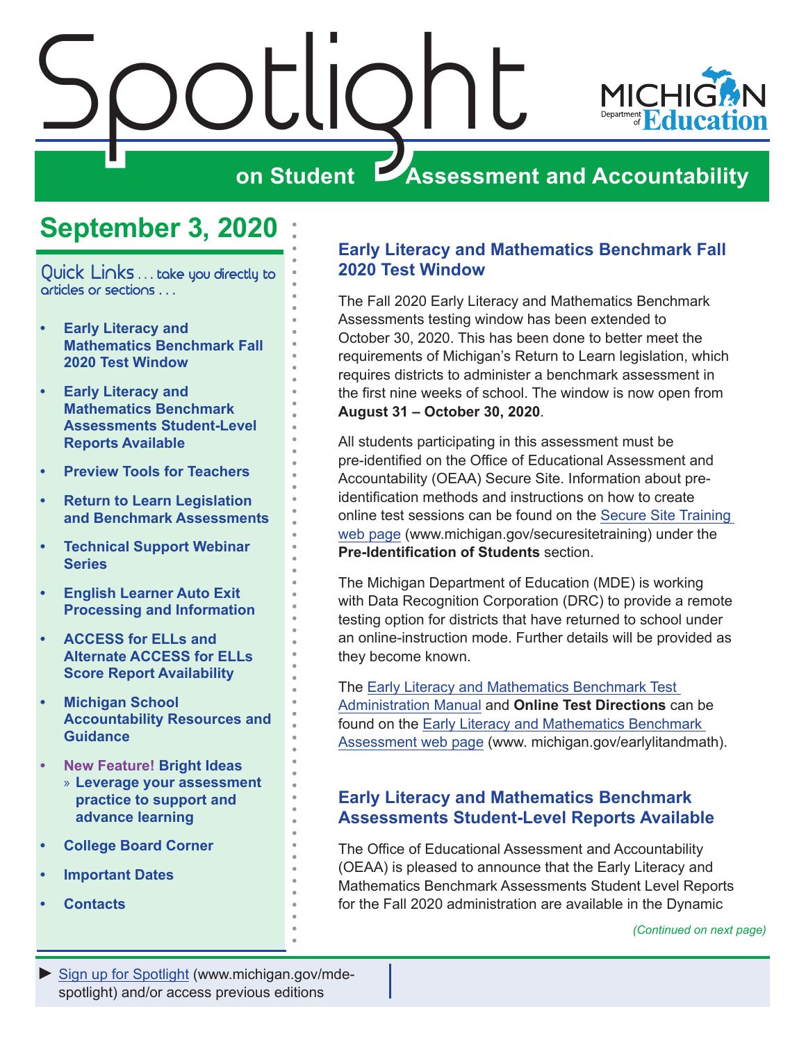# Spotlight on Student Assessment and Accountability

Michigan Department of Education

## September 3, 2020

Quick Links . . . take you directly to articles or sections . . .

- **Early Literacy and Mathematics Benchmark Fall 2020 Test Window**
- **Early Literacy and Mathematics Benchmark Assessments Student-Level Reports Available**
- **Preview Tools for Teachers**
- **Return to Learn Legislation and Benchmark Assessments**
- **Technical Support Webinar Series**
- **English Learner Auto Exit Processing and Information**
- **ACCESS for ELLs and Alternate ACCESS for ELLs Score Report Availability**
- **Michigan School Accountability Resources and Guidance**
- **New Feature! Bright Ideas**
  - **Leverage your assessment practice to support and advance learning**
- **College Board Corner**
- **Important Dates**
- **Contacts**

► Sign up for Spotlight (www.michigan.gov/mde-spotlight) and/or access previous editions

## Early Literacy and Mathematics Benchmark Fall 2020 Test Window

The Fall 2020 Early Literacy and Mathematics Benchmark Assessments testing window has been extended to October 30, 2020. This has been done to better meet the requirements of Michigan's Return to Learn legislation, which requires districts to administer a benchmark assessment in the first nine weeks of school. The window is now open from **August 31 – October 30, 2020**.

All students participating in this assessment must be pre-identified on the Office of Educational Assessment and Accountability (OEAA) Secure Site. Information about pre-identification methods and instructions on how to create online test sessions can be found on the Secure Site Training web page (www.michigan.gov/securesitetraining) under the **Pre-Identification of Students** section.

The Michigan Department of Education (MDE) is working with Data Recognition Corporation (DRC) to provide a remote testing option for districts that have returned to school under an online-instruction mode. Further details will be provided as they become known.

The Early Literacy and Mathematics Benchmark Test Administration Manual and **Online Test Directions** can be found on the Early Literacy and Mathematics Benchmark Assessment web page (www. michigan.gov/earlylitandmath).

## Early Literacy and Mathematics Benchmark Assessments Student-Level Reports Available

The Office of Educational Assessment and Accountability (OEAA) is pleased to announce that the Early Literacy and Mathematics Benchmark Assessments Student Level Reports for the Fall 2020 administration are available in the Dynamic

*(Continued on next page)*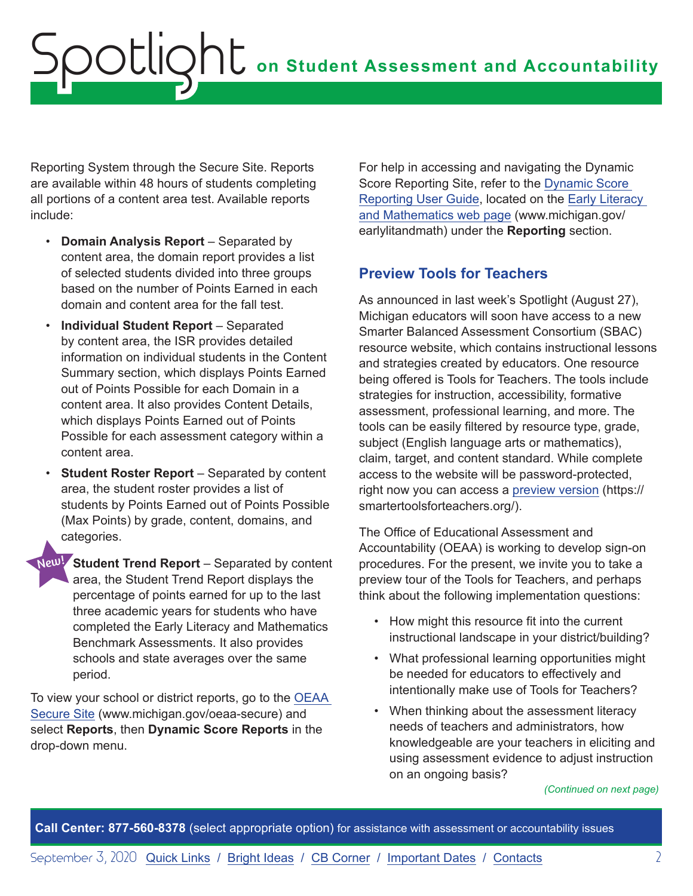Reporting System through the Secure Site. Reports are available within 48 hours of students completing all portions of a content area test. Available reports include:

- **Domain Analysis Report** – Separated by content area, the domain report provides a list of selected students divided into three groups based on the number of Points Earned in each domain and content area for the fall test.
- **Individual Student Report** – Separated by content area, the ISR provides detailed information on individual students in the Content Summary section, which displays Points Earned out of Points Possible for each Domain in a content area. It also provides Content Details, which displays Points Earned out of Points Possible for each assessment category within a content area.
- **Student Roster Report** – Separated by content area, the student roster provides a list of students by Points Earned out of Points Possible (Max Points) by grade, content, domains, and categories.
- New! **Student Trend Report** – Separated by content area, the Student Trend Report displays the percentage of points earned for up to the last three academic years for students who have completed the Early Literacy and Mathematics Benchmark Assessments. It also provides schools and state averages over the same period.

To view your school or district reports, go to the OEAA Secure Site (www.michigan.gov/oeaa-secure) and select **Reports**, then **Dynamic Score Reports** in the drop-down menu.

For help in accessing and navigating the Dynamic Score Reporting Site, refer to the Dynamic Score Reporting User Guide, located on the Early Literacy and Mathematics web page (www.michigan.gov/earlylitandmath) under the **Reporting** section.

## Preview Tools for Teachers

As announced in last week's Spotlight (August 27), Michigan educators will soon have access to a new Smarter Balanced Assessment Consortium (SBAC) resource website, which contains instructional lessons and strategies created by educators. One resource being offered is Tools for Teachers. The tools include strategies for instruction, accessibility, formative assessment, professional learning, and more. The tools can be easily filtered by resource type, grade, subject (English language arts or mathematics), claim, target, and content standard. While complete access to the website will be password-protected, right now you can access a preview version (https://smartertoolsforteachers.org/).

The Office of Educational Assessment and Accountability (OEAA) is working to develop sign-on procedures. For the present, we invite you to take a preview tour of the Tools for Teachers, and perhaps think about the following implementation questions:

- How might this resource fit into the current instructional landscape in your district/building?
- What professional learning opportunities might be needed for educators to effectively and intentionally make use of Tools for Teachers?
- When thinking about the assessment literacy needs of teachers and administrators, how knowledgeable are your teachers in eliciting and using assessment evidence to adjust instruction on an ongoing basis?

*(Continued on next page)*

**Call Center: 877-560-8378** (select appropriate option) for assistance with assessment or accountability issues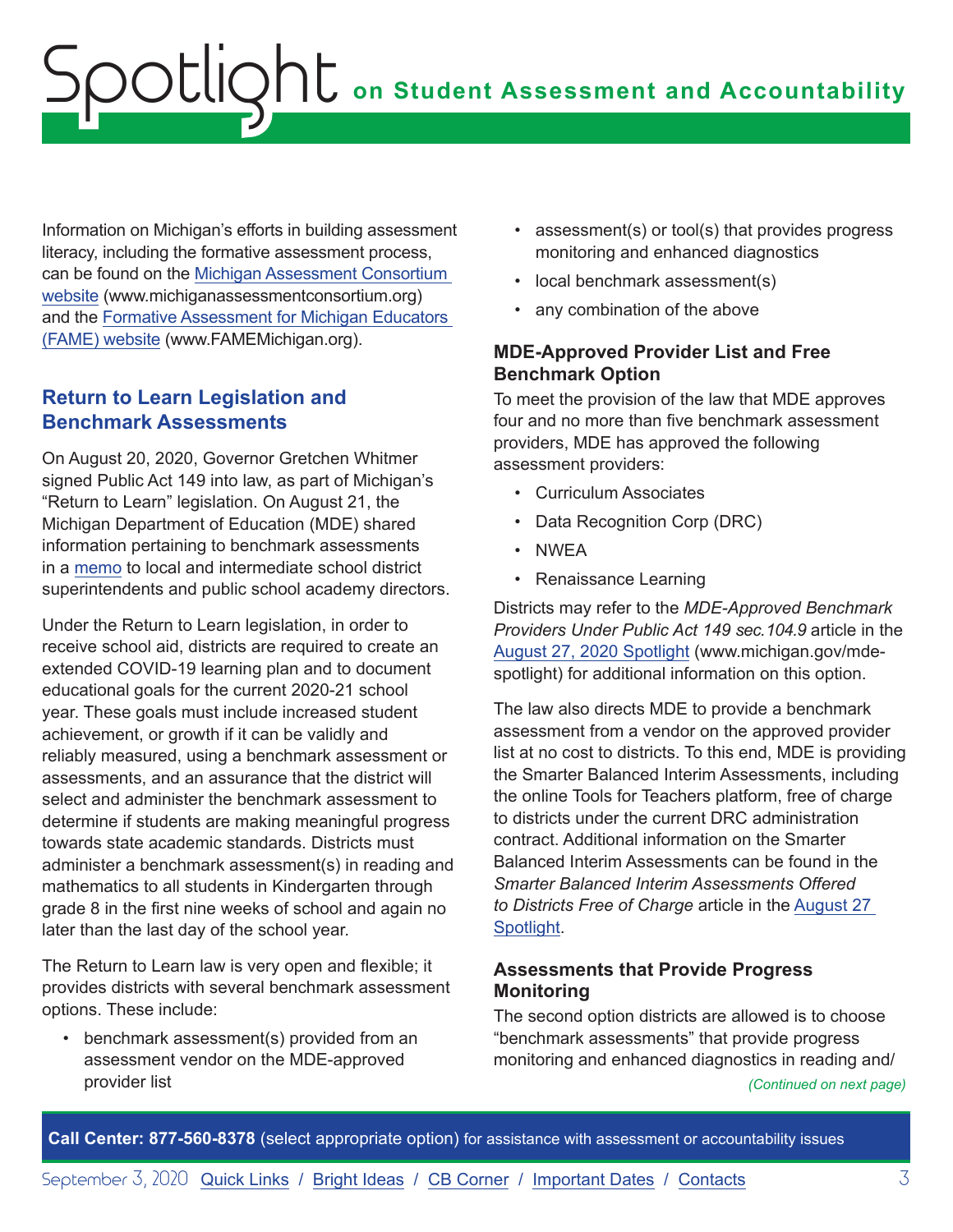Information on Michigan's efforts in building assessment literacy, including the formative assessment process, can be found on the Michigan Assessment Consortium website (www.michiganassessmentconsortium.org) and the Formative Assessment for Michigan Educators (FAME) website (www.FAMEMichigan.org).

## Return to Learn Legislation and Benchmark Assessments

On August 20, 2020, Governor Gretchen Whitmer signed Public Act 149 into law, as part of Michigan's "Return to Learn" legislation. On August 21, the Michigan Department of Education (MDE) shared information pertaining to benchmark assessments in a memo to local and intermediate school district superintendents and public school academy directors.

Under the Return to Learn legislation, in order to receive school aid, districts are required to create an extended COVID-19 learning plan and to document educational goals for the current 2020-21 school year. These goals must include increased student achievement, or growth if it can be validly and reliably measured, using a benchmark assessment or assessments, and an assurance that the district will select and administer the benchmark assessment to determine if students are making meaningful progress towards state academic standards. Districts must administer a benchmark assessment(s) in reading and mathematics to all students in Kindergarten through grade 8 in the first nine weeks of school and again no later than the last day of the school year.

The Return to Learn law is very open and flexible; it provides districts with several benchmark assessment options. These include:

- benchmark assessment(s) provided from an assessment vendor on the MDE-approved provider list
- assessment(s) or tool(s) that provides progress monitoring and enhanced diagnostics
- local benchmark assessment(s)
- any combination of the above

### MDE-Approved Provider List and Free Benchmark Option

To meet the provision of the law that MDE approves four and no more than five benchmark assessment providers, MDE has approved the following assessment providers:

- Curriculum Associates
- Data Recognition Corp (DRC)
- NWEA
- Renaissance Learning

Districts may refer to the *MDE-Approved Benchmark Providers Under Public Act 149 sec.104.9* article in the August 27, 2020 Spotlight (www.michigan.gov/mde-spotlight) for additional information on this option.

The law also directs MDE to provide a benchmark assessment from a vendor on the approved provider list at no cost to districts. To this end, MDE is providing the Smarter Balanced Interim Assessments, including the online Tools for Teachers platform, free of charge to districts under the current DRC administration contract. Additional information on the Smarter Balanced Interim Assessments can be found in the *Smarter Balanced Interim Assessments Offered to Districts Free of Charge* article in the August 27 Spotlight.

### Assessments that Provide Progress Monitoring

The second option districts are allowed is to choose "benchmark assessments" that provide progress monitoring and enhanced diagnostics in reading and/

*(Continued on next page)*

**Call Center: 877-560-8378** (select appropriate option) for assistance with assessment or accountability issues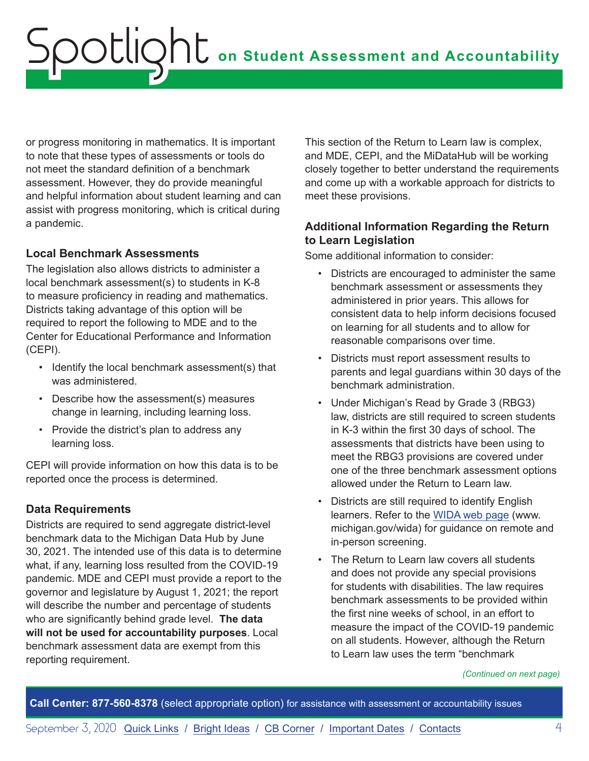or progress monitoring in mathematics. It is important to note that these types of assessments or tools do not meet the standard definition of a benchmark assessment. However, they do provide meaningful and helpful information about student learning and can assist with progress monitoring, which is critical during a pandemic.

### Local Benchmark Assessments

The legislation also allows districts to administer a local benchmark assessment(s) to students in K-8 to measure proficiency in reading and mathematics. Districts taking advantage of this option will be required to report the following to MDE and to the Center for Educational Performance and Information (CEPI).

- Identify the local benchmark assessment(s) that was administered.
- Describe how the assessment(s) measures change in learning, including learning loss.
- Provide the district's plan to address any learning loss.

CEPI will provide information on how this data is to be reported once the process is determined.

### Data Requirements

Districts are required to send aggregate district-level benchmark data to the Michigan Data Hub by June 30, 2021. The intended use of this data is to determine what, if any, learning loss resulted from the COVID-19 pandemic. MDE and CEPI must provide a report to the governor and legislature by August 1, 2021; the report will describe the number and percentage of students who are significantly behind grade level. **The data will not be used for accountability purposes**. Local benchmark assessment data are exempt from this reporting requirement.

This section of the Return to Learn law is complex, and MDE, CEPI, and the MiDataHub will be working closely together to better understand the requirements and come up with a workable approach for districts to meet these provisions.

### Additional Information Regarding the Return to Learn Legislation

Some additional information to consider:

- Districts are encouraged to administer the same benchmark assessment or assessments they administered in prior years. This allows for consistent data to help inform decisions focused on learning for all students and to allow for reasonable comparisons over time.
- Districts must report assessment results to parents and legal guardians within 30 days of the benchmark administration.
- Under Michigan's Read by Grade 3 (RBG3) law, districts are still required to screen students in K-3 within the first 30 days of school. The assessments that districts have been using to meet the RBG3 provisions are covered under one of the three benchmark assessment options allowed under the Return to Learn law.
- Districts are still required to identify English learners. Refer to the WIDA web page (www.michigan.gov/wida) for guidance on remote and in-person screening.
- The Return to Learn law covers all students and does not provide any special provisions for students with disabilities. The law requires benchmark assessments to be provided within the first nine weeks of school, in an effort to measure the impact of the COVID-19 pandemic on all students. However, although the Return to Learn law uses the term "benchmark

*(Continued on next page)*

**Call Center: 877-560-8378** (select appropriate option) for assistance with assessment or accountability issues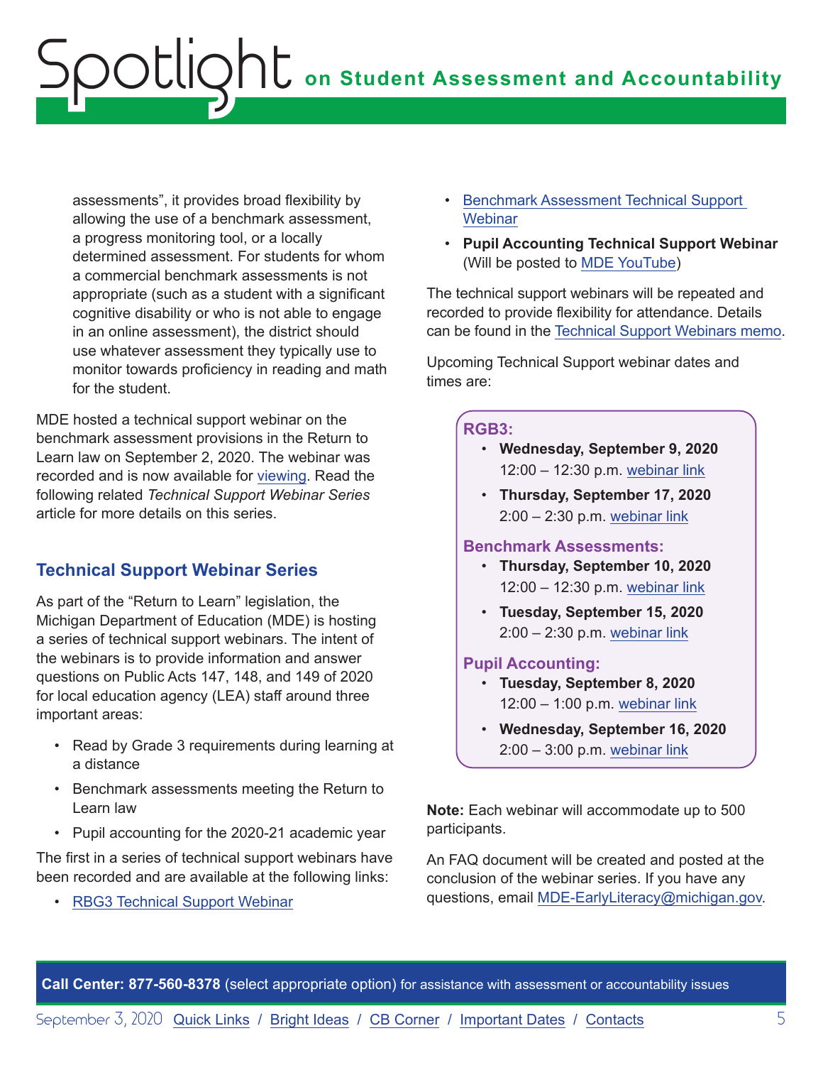assessments", it provides broad flexibility by allowing the use of a benchmark assessment, a progress monitoring tool, or a locally determined assessment. For students for whom a commercial benchmark assessments is not appropriate (such as a student with a significant cognitive disability or who is not able to engage in an online assessment), the district should use whatever assessment they typically use to monitor towards proficiency in reading and math for the student.

MDE hosted a technical support webinar on the benchmark assessment provisions in the Return to Learn law on September 2, 2020. The webinar was recorded and is now available for viewing. Read the following related *Technical Support Webinar Series* article for more details on this series.

## Technical Support Webinar Series

As part of the "Return to Learn" legislation, the Michigan Department of Education (MDE) is hosting a series of technical support webinars. The intent of the webinars is to provide information and answer questions on Public Acts 147, 148, and 149 of 2020 for local education agency (LEA) staff around three important areas:

- Read by Grade 3 requirements during learning at a distance
- Benchmark assessments meeting the Return to Learn law
- Pupil accounting for the 2020-21 academic year

The first in a series of technical support webinars have been recorded and are available at the following links:

- RBG3 Technical Support Webinar
- Benchmark Assessment Technical Support Webinar
- **Pupil Accounting Technical Support Webinar** (Will be posted to MDE YouTube)

The technical support webinars will be repeated and recorded to provide flexibility for attendance. Details can be found in the Technical Support Webinars memo.

Upcoming Technical Support webinar dates and times are:

**RGB3:**

- **Wednesday, September 9, 2020**
  12:00 – 12:30 p.m. webinar link
- **Thursday, September 17, 2020**
  2:00 – 2:30 p.m. webinar link

**Benchmark Assessments:**

- **Thursday, September 10, 2020**
  12:00 – 12:30 p.m. webinar link
- **Tuesday, September 15, 2020**
  2:00 – 2:30 p.m. webinar link

**Pupil Accounting:**

- **Tuesday, September 8, 2020**
  12:00 – 1:00 p.m. webinar link
- **Wednesday, September 16, 2020**
  2:00 – 3:00 p.m. webinar link

**Note:** Each webinar will accommodate up to 500 participants.

An FAQ document will be created and posted at the conclusion of the webinar series. If you have any questions, email MDE-EarlyLiteracy@michigan.gov.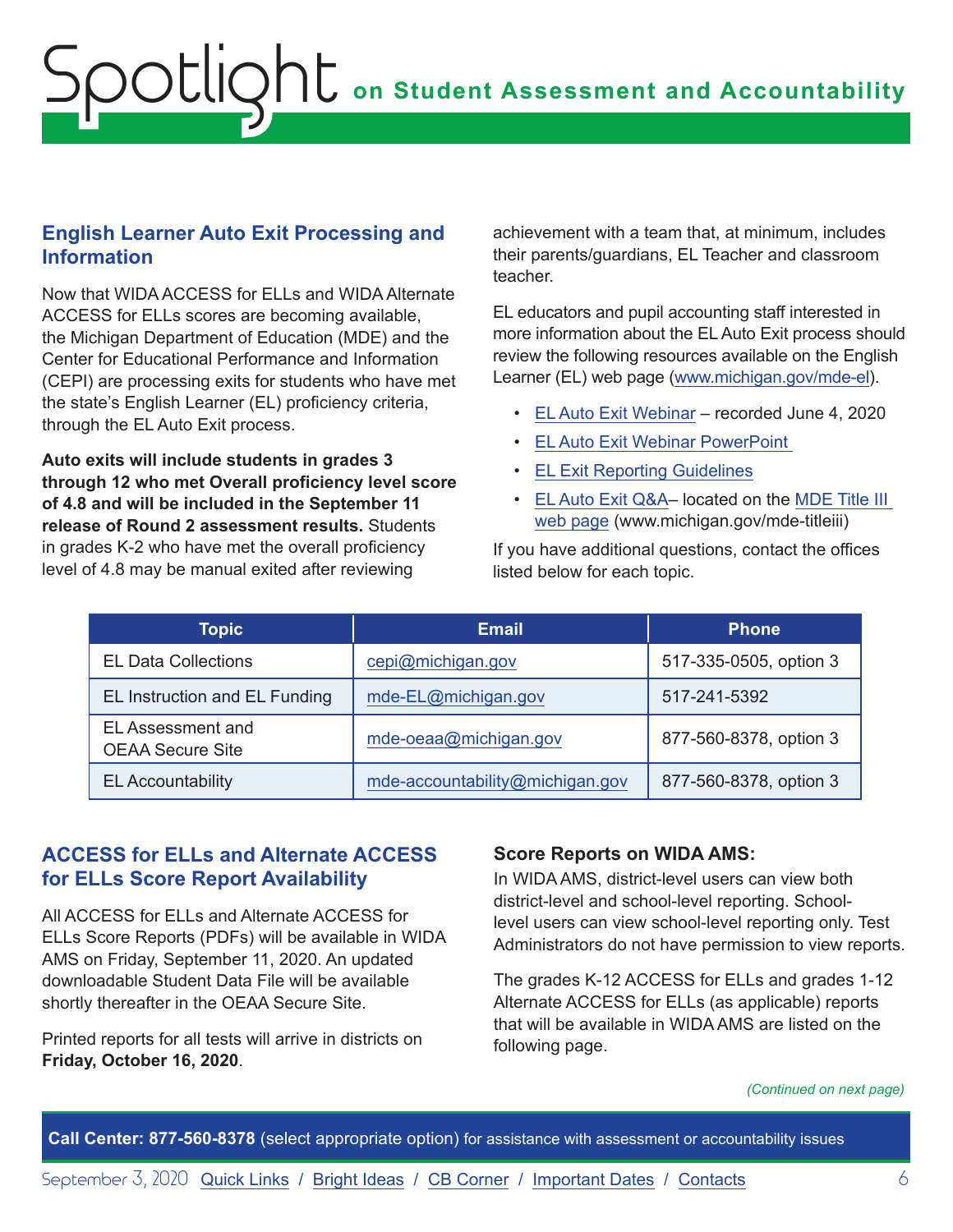## English Learner Auto Exit Processing and Information

Now that WIDA ACCESS for ELLs and WIDA Alternate ACCESS for ELLs scores are becoming available, the Michigan Department of Education (MDE) and the Center for Educational Performance and Information (CEPI) are processing exits for students who have met the state's English Learner (EL) proficiency criteria, through the EL Auto Exit process.

**Auto exits will include students in grades 3 through 12 who met Overall proficiency level score of 4.8 and will be included in the September 11 release of Round 2 assessment results.** Students in grades K-2 who have met the overall proficiency level of 4.8 may be manual exited after reviewing achievement with a team that, at minimum, includes their parents/guardians, EL Teacher and classroom teacher.

EL educators and pupil accounting staff interested in more information about the EL Auto Exit process should review the following resources available on the English Learner (EL) web page (www.michigan.gov/mde-el).

- EL Auto Exit Webinar – recorded June 4, 2020
- EL Auto Exit Webinar PowerPoint
- EL Exit Reporting Guidelines
- EL Auto Exit Q&A– located on the MDE Title III web page (www.michigan.gov/mde-titleiii)

If you have additional questions, contact the offices listed below for each topic.

| Topic | Email | Phone |
|---|---|---|
| EL Data Collections | cepi@michigan.gov | 517-335-0505, option 3 |
| EL Instruction and EL Funding | mde-EL@michigan.gov | 517-241-5392 |
| EL Assessment and OEAA Secure Site | mde-oeaa@michigan.gov | 877-560-8378, option 3 |
| EL Accountability | mde-accountability@michigan.gov | 877-560-8378, option 3 |

## ACCESS for ELLs and Alternate ACCESS for ELLs Score Report Availability

All ACCESS for ELLs and Alternate ACCESS for ELLs Score Reports (PDFs) will be available in WIDA AMS on Friday, September 11, 2020. An updated downloadable Student Data File will be available shortly thereafter in the OEAA Secure Site.

Printed reports for all tests will arrive in districts on **Friday, October 16, 2020**.

### Score Reports on WIDA AMS:

In WIDA AMS, district-level users can view both district-level and school-level reporting. School-level users can view school-level reporting only. Test Administrators do not have permission to view reports.

The grades K-12 ACCESS for ELLs and grades 1-12 Alternate ACCESS for ELLs (as applicable) reports that will be available in WIDA AMS are listed on the following page.

*(Continued on next page)*

**Call Center: 877-560-8378** (select appropriate option) for assistance with assessment or accountability issues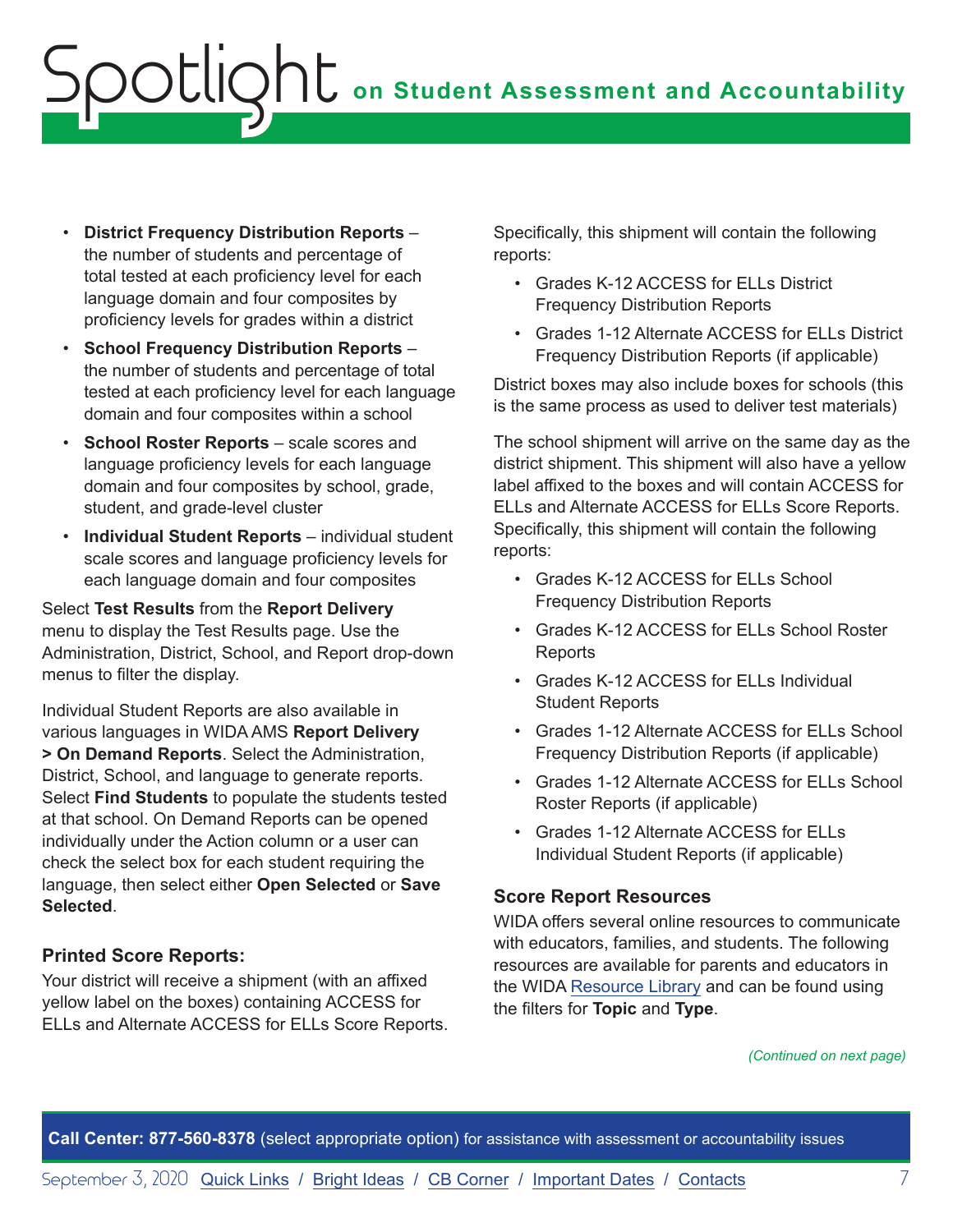- **District Frequency Distribution Reports** – the number of students and percentage of total tested at each proficiency level for each language domain and four composites by proficiency levels for grades within a district
- **School Frequency Distribution Reports** – the number of students and percentage of total tested at each proficiency level for each language domain and four composites within a school
- **School Roster Reports** – scale scores and language proficiency levels for each language domain and four composites by school, grade, student, and grade-level cluster
- **Individual Student Reports** – individual student scale scores and language proficiency levels for each language domain and four composites

Select **Test Results** from the **Report Delivery** menu to display the Test Results page. Use the Administration, District, School, and Report drop-down menus to filter the display.

Individual Student Reports are also available in various languages in WIDA AMS **Report Delivery > On Demand Reports**. Select the Administration, District, School, and language to generate reports. Select **Find Students** to populate the students tested at that school. On Demand Reports can be opened individually under the Action column or a user can check the select box for each student requiring the language, then select either **Open Selected** or **Save Selected**.

### Printed Score Reports:

Your district will receive a shipment (with an affixed yellow label on the boxes) containing ACCESS for ELLs and Alternate ACCESS for ELLs Score Reports. Specifically, this shipment will contain the following reports:

- Grades K-12 ACCESS for ELLs District Frequency Distribution Reports
- Grades 1-12 Alternate ACCESS for ELLs District Frequency Distribution Reports (if applicable)

District boxes may also include boxes for schools (this is the same process as used to deliver test materials)

The school shipment will arrive on the same day as the district shipment. This shipment will also have a yellow label affixed to the boxes and will contain ACCESS for ELLs and Alternate ACCESS for ELLs Score Reports. Specifically, this shipment will contain the following reports:

- Grades K-12 ACCESS for ELLs School Frequency Distribution Reports
- Grades K-12 ACCESS for ELLs School Roster Reports
- Grades K-12 ACCESS for ELLs Individual Student Reports
- Grades 1-12 Alternate ACCESS for ELLs School Frequency Distribution Reports (if applicable)
- Grades 1-12 Alternate ACCESS for ELLs School Roster Reports (if applicable)
- Grades 1-12 Alternate ACCESS for ELLs Individual Student Reports (if applicable)

### Score Report Resources

WIDA offers several online resources to communicate with educators, families, and students. The following resources are available for parents and educators in the WIDA Resource Library and can be found using the filters for **Topic** and **Type**.

*(Continued on next page)*

**Call Center: 877-560-8378** (select appropriate option) for assistance with assessment or accountability issues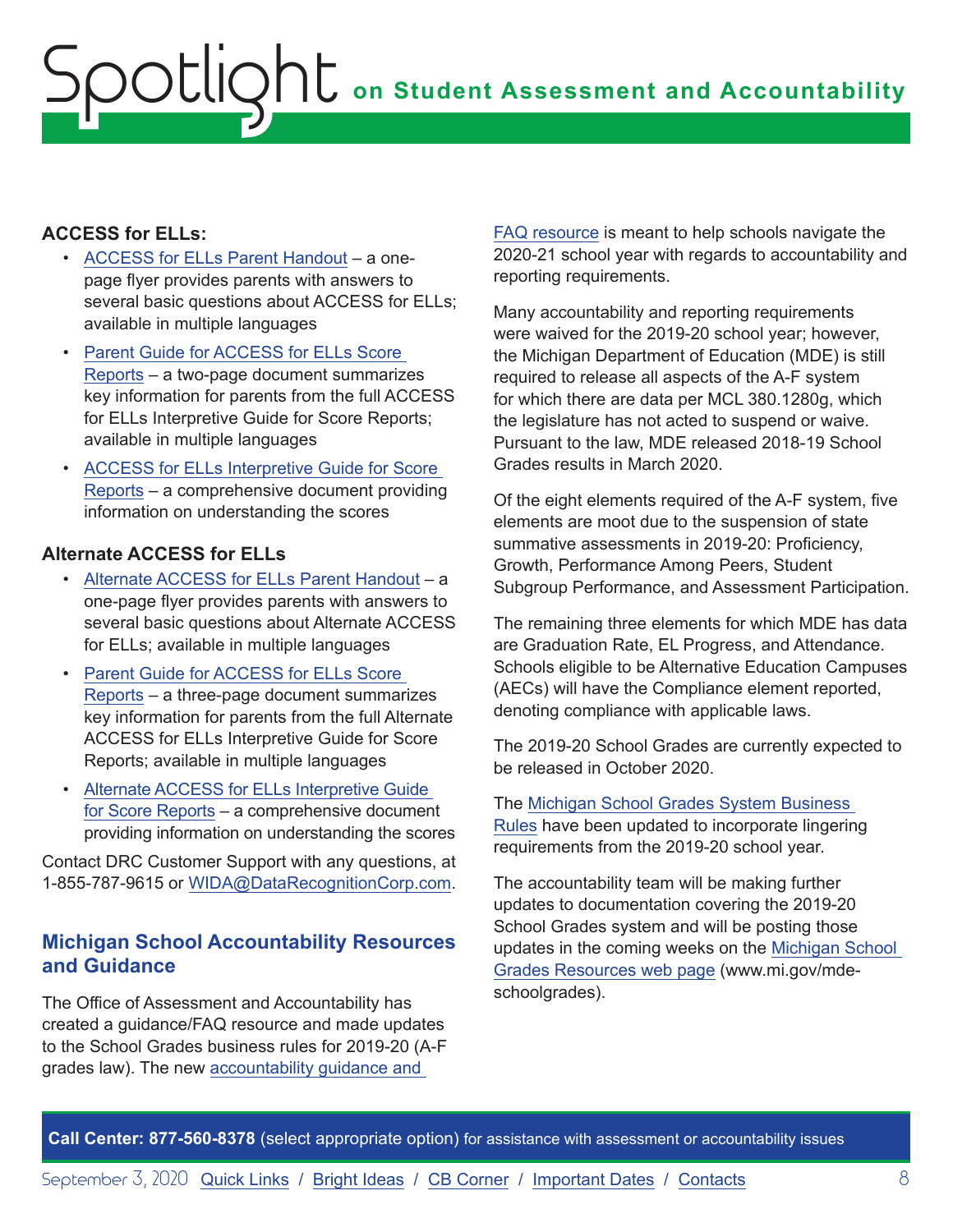**ACCESS for ELLs:**

- ACCESS for ELLs Parent Handout – a one-page flyer provides parents with answers to several basic questions about ACCESS for ELLs; available in multiple languages
- Parent Guide for ACCESS for ELLs Score Reports – a two-page document summarizes key information for parents from the full ACCESS for ELLs Interpretive Guide for Score Reports; available in multiple languages
- ACCESS for ELLs Interpretive Guide for Score Reports – a comprehensive document providing information on understanding the scores

**Alternate ACCESS for ELLs**

- Alternate ACCESS for ELLs Parent Handout – a one-page flyer provides parents with answers to several basic questions about Alternate ACCESS for ELLs; available in multiple languages
- Parent Guide for ACCESS for ELLs Score Reports – a three-page document summarizes key information for parents from the full Alternate ACCESS for ELLs Interpretive Guide for Score Reports; available in multiple languages
- Alternate ACCESS for ELLs Interpretive Guide for Score Reports – a comprehensive document providing information on understanding the scores

Contact DRC Customer Support with any questions, at 1-855-787-9615 or WIDA@DataRecognitionCorp.com.

## Michigan School Accountability Resources and Guidance

The Office of Assessment and Accountability has created a guidance/FAQ resource and made updates to the School Grades business rules for 2019-20 (A-F grades law). The new accountability guidance and FAQ resource is meant to help schools navigate the 2020-21 school year with regards to accountability and reporting requirements.

Many accountability and reporting requirements were waived for the 2019-20 school year; however, the Michigan Department of Education (MDE) is still required to release all aspects of the A-F system for which there are data per MCL 380.1280g, which the legislature has not acted to suspend or waive. Pursuant to the law, MDE released 2018-19 School Grades results in March 2020.

Of the eight elements required of the A-F system, five elements are moot due to the suspension of state summative assessments in 2019-20: Proficiency, Growth, Performance Among Peers, Student Subgroup Performance, and Assessment Participation.

The remaining three elements for which MDE has data are Graduation Rate, EL Progress, and Attendance. Schools eligible to be Alternative Education Campuses (AECs) will have the Compliance element reported, denoting compliance with applicable laws.

The 2019-20 School Grades are currently expected to be released in October 2020.

The Michigan School Grades System Business Rules have been updated to incorporate lingering requirements from the 2019-20 school year.

The accountability team will be making further updates to documentation covering the 2019-20 School Grades system and will be posting those updates in the coming weeks on the Michigan School Grades Resources web page (www.mi.gov/mde-schoolgrades).

**Call Center: 877-560-8378** (select appropriate option) for assistance with assessment or accountability issues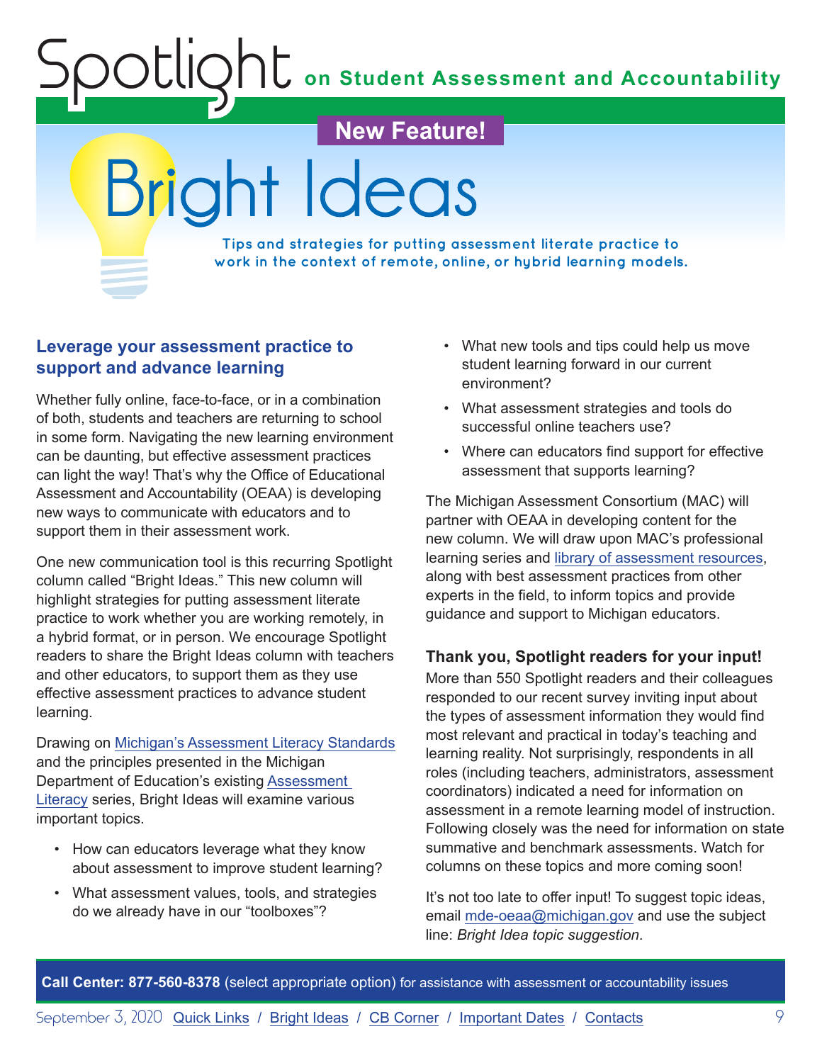**New Feature!**

# Bright Ideas

**Tips and strategies for putting assessment literate practice to work in the context of remote, online, or hybrid learning models.**

## Leverage your assessment practice to support and advance learning

Whether fully online, face-to-face, or in a combination of both, students and teachers are returning to school in some form. Navigating the new learning environment can be daunting, but effective assessment practices can light the way! That's why the Office of Educational Assessment and Accountability (OEAA) is developing new ways to communicate with educators and to support them in their assessment work.

One new communication tool is this recurring Spotlight column called "Bright Ideas." This new column will highlight strategies for putting assessment literate practice to work whether you are working remotely, in a hybrid format, or in person. We encourage Spotlight readers to share the Bright Ideas column with teachers and other educators, to support them as they use effective assessment practices to advance student learning.

Drawing on Michigan's Assessment Literacy Standards and the principles presented in the Michigan Department of Education's existing Assessment Literacy series, Bright Ideas will examine various important topics.

- How can educators leverage what they know about assessment to improve student learning?
- What assessment values, tools, and strategies do we already have in our "toolboxes"?
- What new tools and tips could help us move student learning forward in our current environment?
- What assessment strategies and tools do successful online teachers use?
- Where can educators find support for effective assessment that supports learning?

The Michigan Assessment Consortium (MAC) will partner with OEAA in developing content for the new column. We will draw upon MAC's professional learning series and library of assessment resources, along with best assessment practices from other experts in the field, to inform topics and provide guidance and support to Michigan educators.

### Thank you, Spotlight readers for your input!

More than 550 Spotlight readers and their colleagues responded to our recent survey inviting input about the types of assessment information they would find most relevant and practical in today's teaching and learning reality. Not surprisingly, respondents in all roles (including teachers, administrators, assessment coordinators) indicated a need for information on assessment in a remote learning model of instruction. Following closely was the need for information on state summative and benchmark assessments. Watch for columns on these topics and more coming soon!

It's not too late to offer input! To suggest topic ideas, email mde-oeaa@michigan.gov and use the subject line: *Bright Idea topic suggestion*.

**Call Center: 877-560-8378** (select appropriate option) for assistance with assessment or accountability issues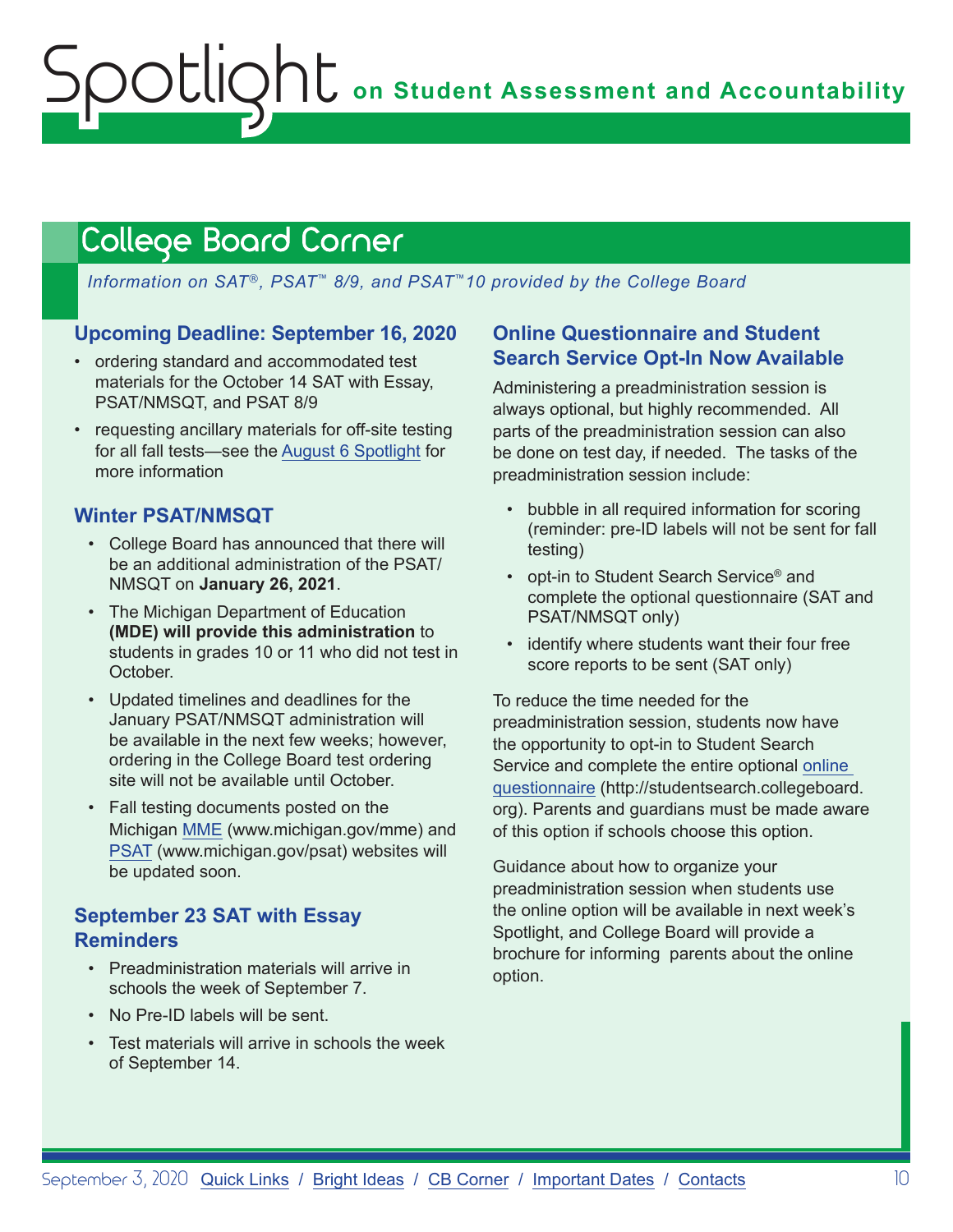## College Board Corner

*Information on SAT®, PSAT™ 8/9, and PSAT™10 provided by the College Board*

### Upcoming Deadline: September 16, 2020

- ordering standard and accommodated test materials for the October 14 SAT with Essay, PSAT/NMSQT, and PSAT 8/9
- requesting ancillary materials for off-site testing for all fall tests—see the August 6 Spotlight for more information

### Winter PSAT/NMSQT

- College Board has announced that there will be an additional administration of the PSAT/NMSQT on **January 26, 2021**.
- The Michigan Department of Education **(MDE) will provide this administration** to students in grades 10 or 11 who did not test in October.
- Updated timelines and deadlines for the January PSAT/NMSQT administration will be available in the next few weeks; however, ordering in the College Board test ordering site will not be available until October.
- Fall testing documents posted on the Michigan MME (www.michigan.gov/mme) and PSAT (www.michigan.gov/psat) websites will be updated soon.

### September 23 SAT with Essay Reminders

- Preadministration materials will arrive in schools the week of September 7.
- No Pre-ID labels will be sent.
- Test materials will arrive in schools the week of September 14.

### Online Questionnaire and Student Search Service Opt-In Now Available

Administering a preadministration session is always optional, but highly recommended. All parts of the preadministration session can also be done on test day, if needed. The tasks of the preadministration session include:

- bubble in all required information for scoring (reminder: pre-ID labels will not be sent for fall testing)
- opt-in to Student Search Service® and complete the optional questionnaire (SAT and PSAT/NMSQT only)
- identify where students want their four free score reports to be sent (SAT only)

To reduce the time needed for the preadministration session, students now have the opportunity to opt-in to Student Search Service and complete the entire optional online questionnaire (http://studentsearch.collegeboard.org). Parents and guardians must be made aware of this option if schools choose this option.

Guidance about how to organize your preadministration session when students use the online option will be available in next week's Spotlight, and College Board will provide a brochure for informing parents about the online option.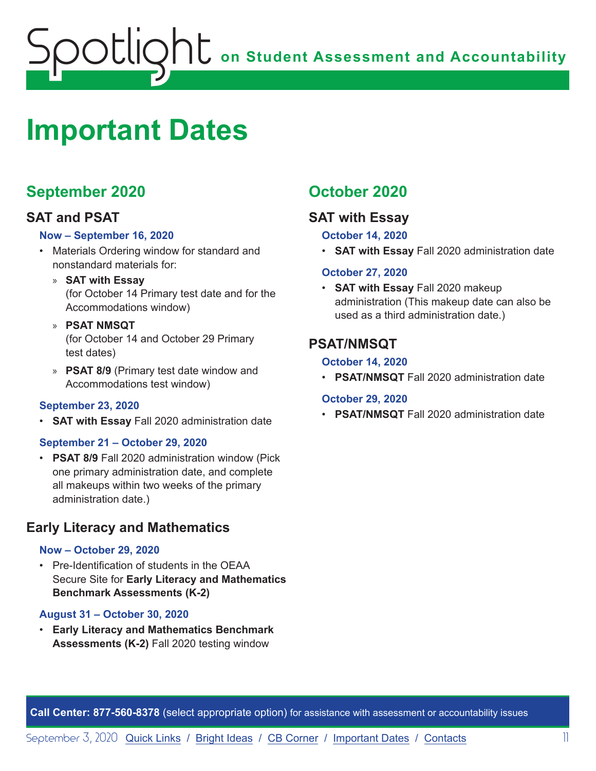# Important Dates

## September 2020

### SAT and PSAT

**Now – September 16, 2020**

- Materials Ordering window for standard and nonstandard materials for:
  - **SAT with Essay** (for October 14 Primary test date and for the Accommodations window)
  - **PSAT NMSQT** (for October 14 and October 29 Primary test dates)
  - **PSAT 8/9** (Primary test date window and Accommodations test window)

**September 23, 2020**

- **SAT with Essay** Fall 2020 administration date

**September 21 – October 29, 2020**

- **PSAT 8/9** Fall 2020 administration window (Pick one primary administration date, and complete all makeups within two weeks of the primary administration date.)

### Early Literacy and Mathematics

**Now – October 29, 2020**

- Pre-Identification of students in the OEAA Secure Site for **Early Literacy and Mathematics Benchmark Assessments (K-2)**

**August 31 – October 30, 2020**

- **Early Literacy and Mathematics Benchmark Assessments (K-2)** Fall 2020 testing window

## October 2020

### SAT with Essay

**October 14, 2020**

- **SAT with Essay** Fall 2020 administration date

**October 27, 2020**

- **SAT with Essay** Fall 2020 makeup administration (This makeup date can also be used as a third administration date.)

### PSAT/NMSQT

**October 14, 2020**

- **PSAT/NMSQT** Fall 2020 administration date

**October 29, 2020**

- **PSAT/NMSQT** Fall 2020 administration date

**Call Center: 877-560-8378** (select appropriate option) for assistance with assessment or accountability issues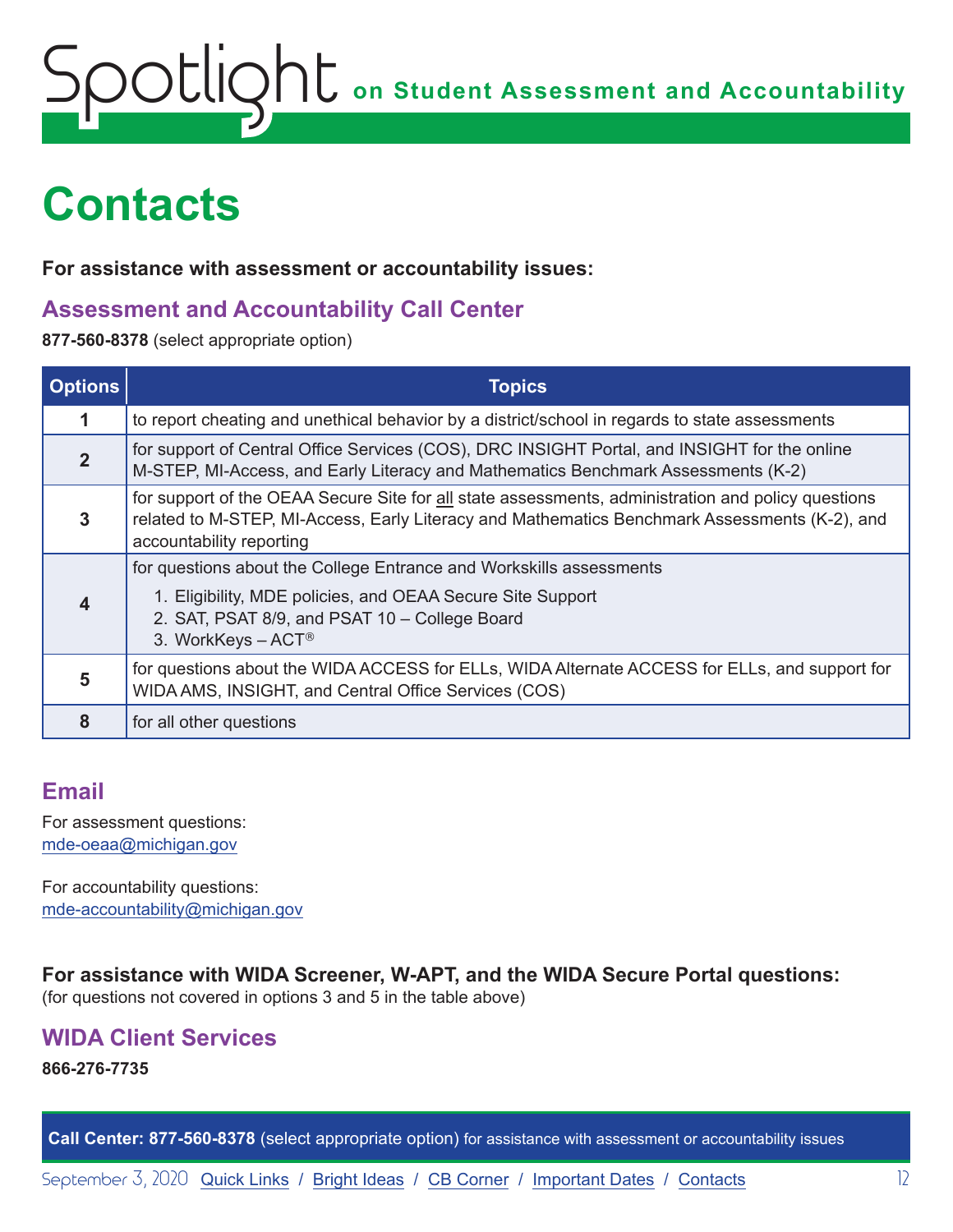# Contacts

**For assistance with assessment or accountability issues:**

## Assessment and Accountability Call Center

**877-560-8378** (select appropriate option)

| Options | Topics |
|---|---|
| 1 | to report cheating and unethical behavior by a district/school in regards to state assessments |
| 2 | for support of Central Office Services (COS), DRC INSIGHT Portal, and INSIGHT for the online M-STEP, MI-Access, and Early Literacy and Mathematics Benchmark Assessments (K-2) |
| 3 | for support of the OEAA Secure Site for all state assessments, administration and policy questions related to M-STEP, MI-Access, Early Literacy and Mathematics Benchmark Assessments (K-2), and accountability reporting |
| 4 | for questions about the College Entrance and Workskills assessments<br>1. Eligibility, MDE policies, and OEAA Secure Site Support<br>2. SAT, PSAT 8/9, and PSAT 10 – College Board<br>3. WorkKeys – ACT® |
| 5 | for questions about the WIDA ACCESS for ELLs, WIDA Alternate ACCESS for ELLs, and support for WIDA AMS, INSIGHT, and Central Office Services (COS) |
| 8 | for all other questions |

## Email

For assessment questions:
mde-oeaa@michigan.gov

For accountability questions:
mde-accountability@michigan.gov

**For assistance with WIDA Screener, W-APT, and the WIDA Secure Portal questions:**
(for questions not covered in options 3 and 5 in the table above)

## WIDA Client Services

**866-276-7735**

**Call Center: 877-560-8378** (select appropriate option) for assistance with assessment or accountability issues